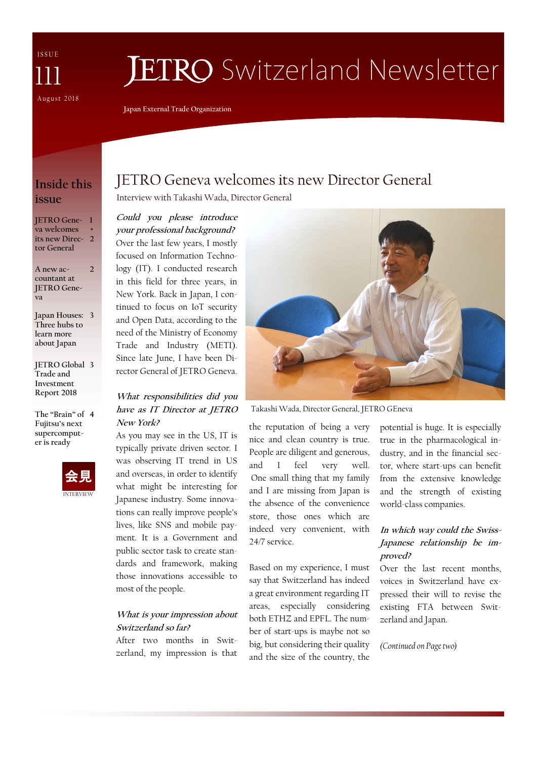ISSUE 111

August 2018

# JETRO Switzerland Newsletter

Japan External Trade Organization

## Inside this issue

| | |
|---|---|
| JETRO Geneva welcomes its new Director General | 1 + 2 |
| A new accountant at JETRO Geneva | 2 |
| Japan Houses: Three hubs to learn more about Japan | 3 |
| JETRO Global Trade and Investment Report 2018 | 3 |
| The "Brain" of Fujitsu's next supercomputer is ready | 4 |

会見

INTERVIEW

## JETRO Geneva welcomes its new Director General

Interview with Takashi Wada, Director General

***Could you please introduce your professional background?***

Over the last few years, I mostly focused on Information Technology (IT). I conducted research in this field for three years, in New York. Back in Japan, I continued to focus on IoT security and Open Data, according to the need of the Ministry of Economy Trade and Industry (METI). Since late June, I have been Director General of JETRO Geneva.

***What responsibilities did you have as IT Director at JETRO New York?***

As you may see in the US, IT is typically private driven sector. I was observing IT trend in US and overseas, in order to identify what might be interesting for Japanese industry. Some innovations can really improve people's lives, like SNS and mobile payment. It is a Government and public sector task to create standards and framework, making those innovations accessible to most of the people.

***What is your impression about Switzerland so far?***

After two months in Switzerland, my impression is that the reputation of being a very nice and clean country is true. People are diligent and generous, and I feel very well. One small thing that my family and I are missing from Japan is the absence of the convenience store, those ones which are indeed very convenient, with 24/7 service.

Takashi Wada, Director General, JETRO GEneva

Based on my experience, I must say that Switzerland has indeed a great environment regarding IT areas, especially considering both ETHZ and EPFL. The number of start-ups is maybe not so big, but considering their quality and the size of the country, the potential is huge. It is especially true in the pharmacological industry, and in the financial sector, where start-ups can benefit from the extensive knowledge and the strength of existing world-class companies.

***In which way could the Swiss-Japanese relationship be improved?***

Over the last recent months, voices in Switzerland have expressed their will to revise the existing FTA between Switzerland and Japan.

*(Continued on Page two)*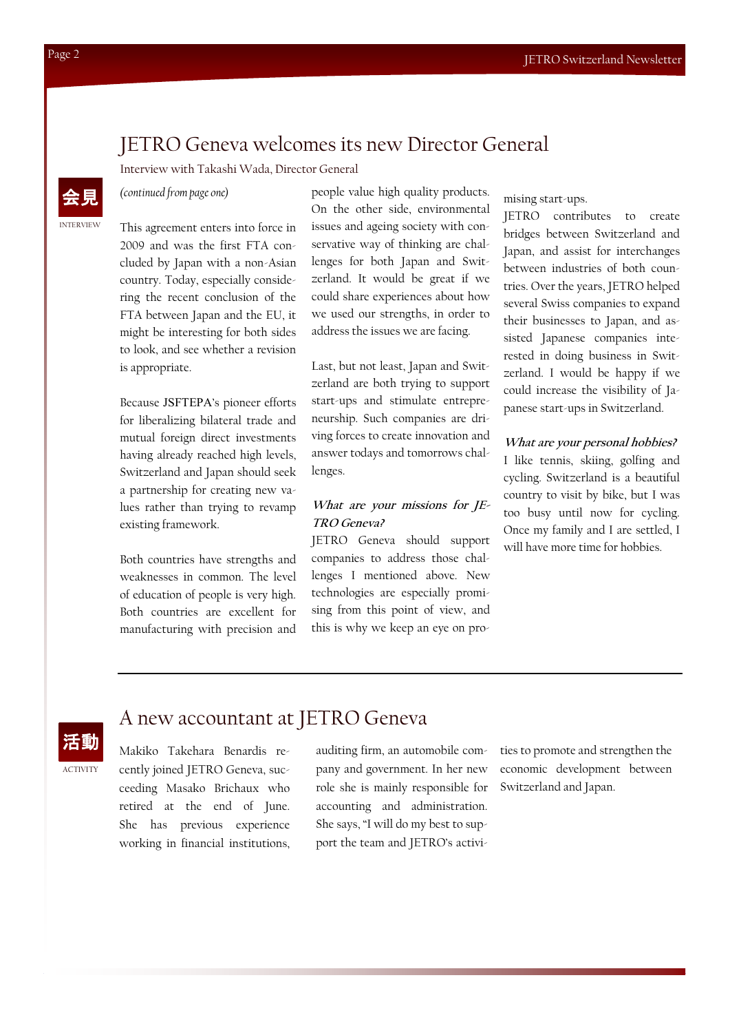# JETRO Geneva welcomes its new Director General

Interview with Takashi Wada, Director General

会見

INTERVIEW

*(continued from page one)*

This agreement enters into force in 2009 and was the first FTA concluded by Japan with a non-Asian country. Today, especially considering the recent conclusion of the FTA between Japan and the EU, it might be interesting for both sides to look, and see whether a revision is appropriate.

Because JSFTEPA's pioneer efforts for liberalizing bilateral trade and mutual foreign direct investments having already reached high levels, Switzerland and Japan should seek a partnership for creating new values rather than trying to revamp existing framework.

Both countries have strengths and weaknesses in common. The level of education of people is very high. Both countries are excellent for manufacturing with precision and people value high quality products. On the other side, environmental issues and ageing society with conservative way of thinking are challenges for both Japan and Switzerland. It would be great if we could share experiences about how we used our strengths, in order to address the issues we are facing.

Last, but not least, Japan and Switzerland are both trying to support start-ups and stimulate entrepreneurship. Such companies are driving forces to create innovation and answer todays and tomorrows challenges.

***What are your missions for JETRO Geneva?***

JETRO Geneva should support companies to address those challenges I mentioned above. New technologies are especially promising from this point of view, and this is why we keep an eye on promising start-ups.

JETRO contributes to create bridges between Switzerland and Japan, and assist for interchanges between industries of both countries. Over the years, JETRO helped several Swiss companies to expand their businesses to Japan, and assisted Japanese companies interested in doing business in Switzerland. I would be happy if we could increase the visibility of Japanese start-ups in Switzerland.

***What are your personal hobbies?***

I like tennis, skiing, golfing and cycling. Switzerland is a beautiful country to visit by bike, but I was too busy until now for cycling. Once my family and I are settled, I will have more time for hobbies.

---

# A new accountant at JETRO Geneva

活動

ACTIVITY

Makiko Takehara Benardis recently joined JETRO Geneva, succeeding Masako Brichaux who retired at the end of June. She has previous experience working in financial institutions, auditing firm, an automobile company and government. In her new role she is mainly responsible for accounting and administration. She says, "I will do my best to support the team and JETRO's activities to promote and strengthen the economic development between Switzerland and Japan.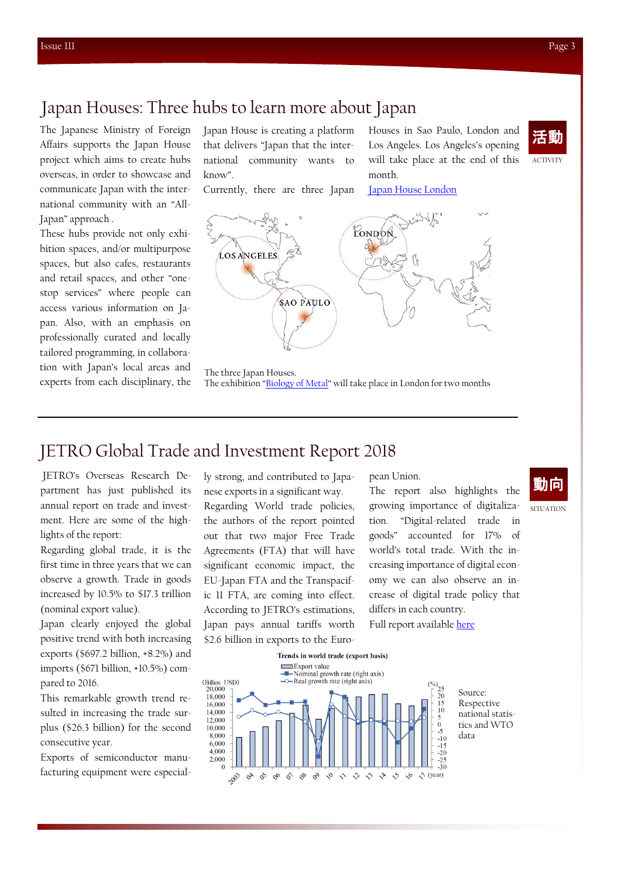# Japan Houses: Three hubs to learn more about Japan

活動

ACTIVITY

The Japanese Ministry of Foreign Affairs supports the Japan House project which aims to create hubs overseas, in order to showcase and communicate Japan with the international community with an "All-Japan" approach .

These hubs provide not only exhibition spaces, and/or multipurpose spaces, but also cafes, restaurants and retail spaces, and other "one-stop services" where people can access various information on Japan. Also, with an emphasis on professionally curated and locally tailored programming, in collaboration with Japan's local areas and experts from each disciplinary, the Japan House is creating a platform that delivers "Japan that the international community wants to know".

Currently, there are three Japan Houses in Sao Paulo, London and Los Angeles. Los Angeles's opening will take place at the end of this month.

Japan House London

LOS ANGELES, SAO PAULO, LONDON

The three Japan Houses.
The exhibition "Biology of Metal" will take place in London for two months

# JETRO Global Trade and Investment Report 2018

動向

SITUATION

JETRO's Overseas Research Department has just published its annual report on trade and investment. Here are some of the highlights of the report:

Regarding global trade, it is the first time in three years that we can observe a growth. Trade in goods increased by 10.5% to $17.3 trillion (nominal export value).

Japan clearly enjoyed the global positive trend with both increasing exports ($697.2 billion, +8.2%) and imports ($671 billion, +10.5%) compared to 2016.

This remarkable growth trend resulted in increasing the trade surplus ($26.3 billion) for the second consecutive year.

Exports of semiconductor manufacturing equipment were especially strong, and contributed to Japanese exports in a significant way.

Regarding World trade policies, the authors of the report pointed out that two major Free Trade Agreements (FTA) that will have significant economic impact, the EU-Japan FTA and the Transpacific 11 FTA, are coming into effect. According to JETRO's estimations, Japan pays annual tariffs worth $2.6 billion in exports to the European Union.

The report also highlights the growing importance of digitalization. "Digital-related trade in goods" accounted for 17% of world's total trade. With the increasing importance of digital economy we can also observe an increase of digital trade policy that differs in each country.

Full report available here

Trends in world trade (export basis)

Export value; Nominal growth rate (right axis); Real growth rate (right axis)

(Billion USD) — (%) — (year) 2003–17

Source: Respective national statistics and WTO data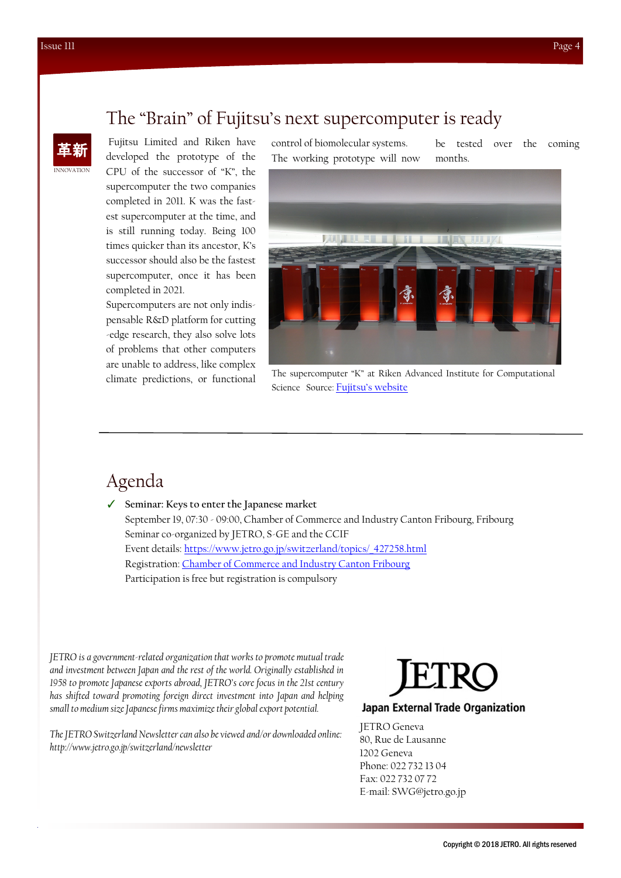# The "Brain" of Fujitsu's next supercomputer is ready

革新

INNOVATION

Fujitsu Limited and Riken have developed the prototype of the CPU of the successor of "K", the supercomputer the two companies completed in 2011. K was the fastest supercomputer at the time, and is still running today. Being 100 times quicker than its ancestor, K's successor should also be the fastest supercomputer, once it has been completed in 2021.

Supercomputers are not only indispensable R&D platform for cutting-edge research, they also solve lots of problems that other computers are unable to address, like complex climate predictions, or functional control of biomolecular systems.

The working prototype will now be tested over the coming months.

The supercomputer "K" at Riken Advanced Institute for Computational Science Source: [Fujitsu's website]

---

## Agenda

✓ **Seminar: Keys to enter the Japanese market**

September 19, 07:30 - 09:00, Chamber of Commerce and Industry Canton Fribourg, Fribourg

Seminar co-organized by JETRO, S-GE and the CCIF

Event details: https://www.jetro.go.jp/switzerland/topics/_427258.html

Registration: [Chamber of Commerce and Industry Canton Fribourg]

Participation is free but registration is compulsory

*JETRO is a government-related organization that works to promote mutual trade and investment between Japan and the rest of the world. Originally established in 1958 to promote Japanese exports abroad, JETRO's core focus in the 21st century has shifted toward promoting foreign direct investment into Japan and helping small to medium size Japanese firms maximize their global export potential.*

*The JETRO Switzerland Newsletter can also be viewed and/or downloaded online: http://www.jetro.go.jp/switzerland/newsletter*

JETRO

Japan External Trade Organization

JETRO Geneva
80, Rue de Lausanne
1202 Geneva
Phone: 022 732 13 04
Fax: 022 732 07 72
E-mail: SWG@jetro.go.jp

Copyright © 2018 JETRO. All rights reserved